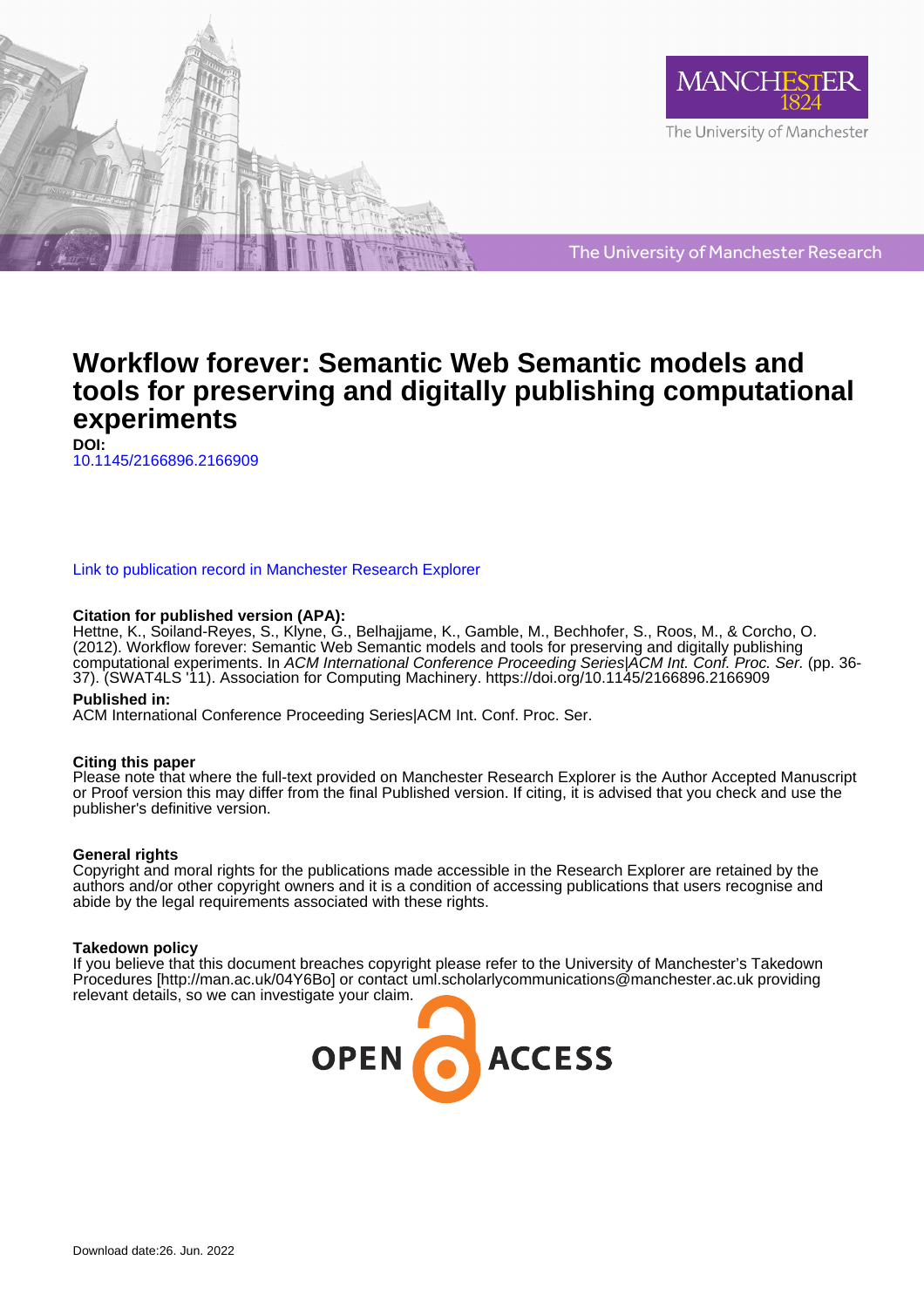# Workflow forever: Semantic Web Semantic models and tools for preserving and digitally publishing computational experiments

**DOI:**
10.1145/2166896.2166909

Link to publication record in Manchester Research Explorer

**Citation for published version (APA):**
Hettne, K., Soiland-Reyes, S., Klyne, G., Belhajjame, K., Gamble, M., Bechhofer, S., Roos, M., & Corcho, O. (2012). Workflow forever: Semantic Web Semantic models and tools for preserving and digitally publishing computational experiments. In *ACM International Conference Proceeding Series|ACM Int. Conf. Proc. Ser.* (pp. 36-37). (SWAT4LS '11). Association for Computing Machinery. https://doi.org/10.1145/2166896.2166909

**Published in:**
ACM International Conference Proceeding Series|ACM Int. Conf. Proc. Ser.

**Citing this paper**
Please note that where the full-text provided on Manchester Research Explorer is the Author Accepted Manuscript or Proof version this may differ from the final Published version. If citing, it is advised that you check and use the publisher's definitive version.

**General rights**
Copyright and moral rights for the publications made accessible in the Research Explorer are retained by the authors and/or other copyright owners and it is a condition of accessing publications that users recognise and abide by the legal requirements associated with these rights.

**Takedown policy**
If you believe that this document breaches copyright please refer to the University of Manchester's Takedown Procedures [http://man.ac.uk/04Y6Bo] or contact uml.scholarlycommunications@manchester.ac.uk providing relevant details, so we can investigate your claim.

Download date:26. Jun. 2022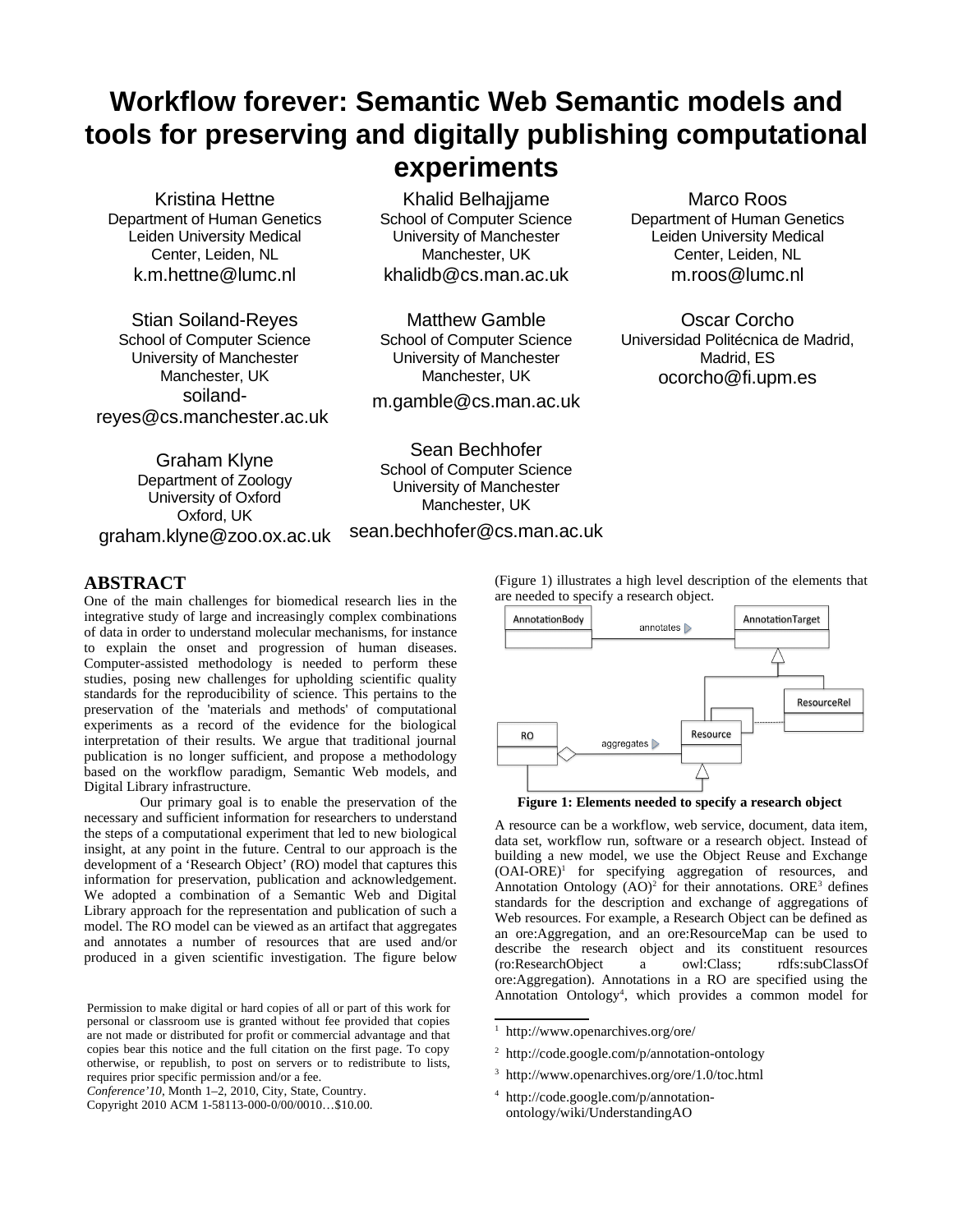# Workflow forever: Semantic Web Semantic models and tools for preserving and digitally publishing computational experiments

Kristina Hettne
Department of Human Genetics
Leiden University Medical Center, Leiden, NL
k.m.hettne@lumc.nl

Khalid Belhajjame
School of Computer Science
University of Manchester
Manchester, UK
khalidb@cs.man.ac.uk

Marco Roos
Department of Human Genetics
Leiden University Medical Center, Leiden, NL
m.roos@lumc.nl

Stian Soiland-Reyes
School of Computer Science
University of Manchester
Manchester, UK
soiland-reyes@cs.manchester.ac.uk

Matthew Gamble
School of Computer Science
University of Manchester
Manchester, UK
m.gamble@cs.man.ac.uk

Oscar Corcho
Universidad Politécnica de Madrid, Madrid, ES
ocorcho@fi.upm.es

Graham Klyne
Department of Zoology
University of Oxford
Oxford, UK
graham.klyne@zoo.ox.ac.uk

Sean Bechhofer
School of Computer Science
University of Manchester
Manchester, UK
sean.bechhofer@cs.man.ac.uk

## ABSTRACT

One of the main challenges for biomedical research lies in the integrative study of large and increasingly complex combinations of data in order to understand molecular mechanisms, for instance to explain the onset and progression of human diseases. Computer-assisted methodology is needed to perform these studies, posing new challenges for upholding scientific quality standards for the reproducibility of science. This pertains to the preservation of the 'materials and methods' of computational experiments as a record of the evidence for the biological interpretation of their results. We argue that traditional journal publication is no longer sufficient, and propose a methodology based on the workflow paradigm, Semantic Web models, and Digital Library infrastructure.

Our primary goal is to enable the preservation of the necessary and sufficient information for researchers to understand the steps of a computational experiment that led to new biological insight, at any point in the future. Central to our approach is the development of a 'Research Object' (RO) model that captures this information for preservation, publication and acknowledgement. We adopted a combination of a Semantic Web and Digital Library approach for the representation and publication of such a model. The RO model can be viewed as an artifact that aggregates and annotates a number of resources that are used and/or produced in a given scientific investigation. The figure below (Figure 1) illustrates a high level description of the elements that are needed to specify a research object.

**Figure 1: Elements needed to specify a research object**

A resource can be a workflow, web service, document, data item, data set, workflow run, software or a research object. Instead of building a new model, we use the Object Reuse and Exchange (OAI-ORE)[1] for specifying aggregation of resources, and Annotation Ontology (AO)[2] for their annotations. ORE[3] defines standards for the description and exchange of aggregations of Web resources. For example, a Research Object can be defined as an ore:Aggregation, and an ore:ResourceMap can be used to describe the research object and its constituent resources (ro:ResearchObject a owl:Class; rdfs:subClassOf ore:Aggregation). Annotations in a RO are specified using the Annotation Ontology[4], which provides a common model for

Permission to make digital or hard copies of all or part of this work for personal or classroom use is granted without fee provided that copies are not made or distributed for profit or commercial advantage and that copies bear this notice and the full citation on the first page. To copy otherwise, or republish, to post on servers or to redistribute to lists, requires prior specific permission and/or a fee.
*Conference'10*, Month 1–2, 2010, City, State, Country.
Copyright 2010 ACM 1-58113-000-0/00/0010…$10.00.

[1] http://www.openarchives.org/ore/

[2] http://code.google.com/p/annotation-ontology

[3] http://www.openarchives.org/ore/1.0/toc.html

[4] http://code.google.com/p/annotation-ontology/wiki/UnderstandingAO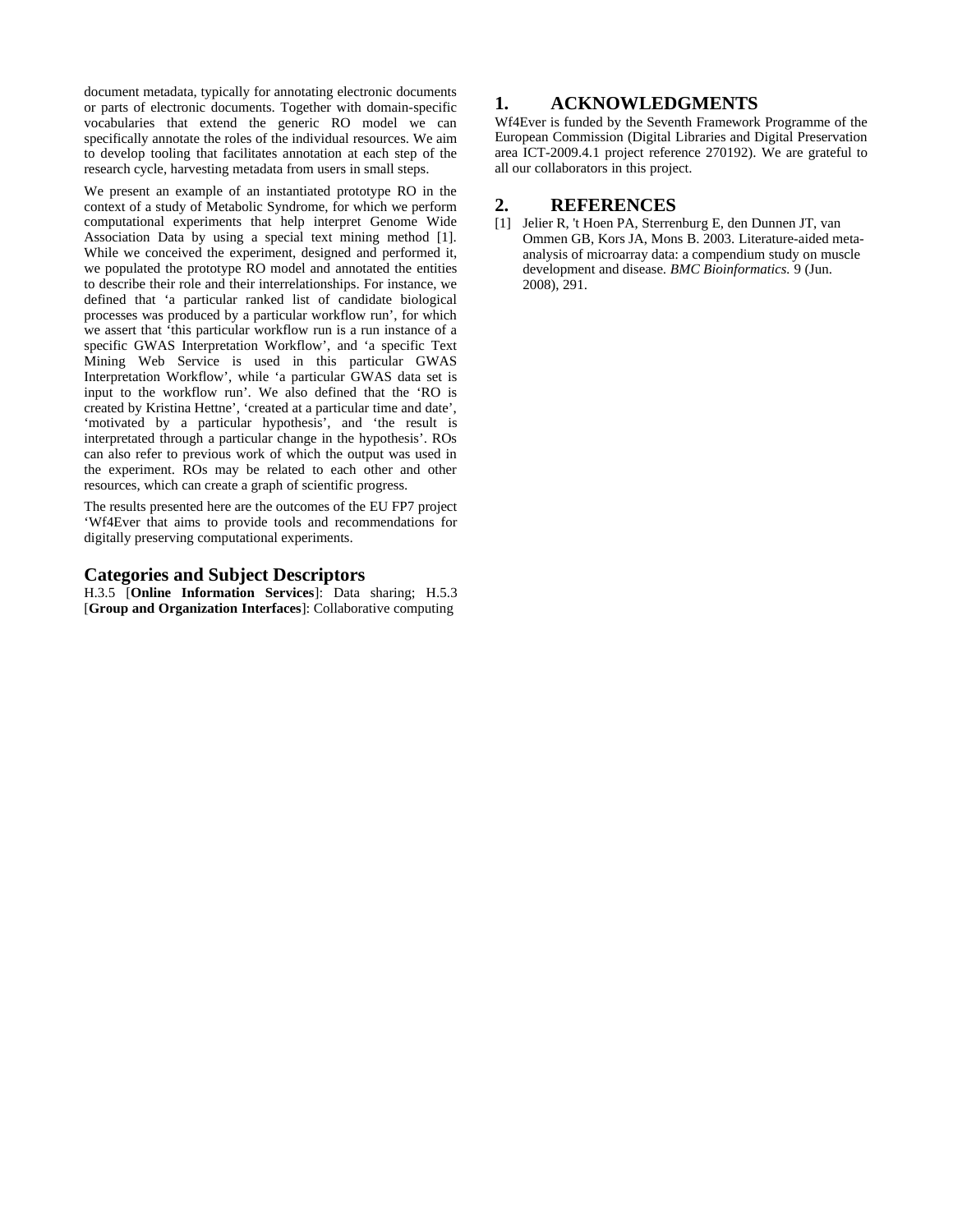document metadata, typically for annotating electronic documents or parts of electronic documents. Together with domain-specific vocabularies that extend the generic RO model we can specifically annotate the roles of the individual resources. We aim to develop tooling that facilitates annotation at each step of the research cycle, harvesting metadata from users in small steps.

We present an example of an instantiated prototype RO in the context of a study of Metabolic Syndrome, for which we perform computational experiments that help interpret Genome Wide Association Data by using a special text mining method [1]. While we conceived the experiment, designed and performed it, we populated the prototype RO model and annotated the entities to describe their role and their interrelationships. For instance, we defined that 'a particular ranked list of candidate biological processes was produced by a particular workflow run', for which we assert that 'this particular workflow run is a run instance of a specific GWAS Interpretation Workflow', and 'a specific Text Mining Web Service is used in this particular GWAS Interpretation Workflow', while 'a particular GWAS data set is input to the workflow run'. We also defined that the 'RO is created by Kristina Hettne', 'created at a particular time and date', 'motivated by a particular hypothesis', and 'the result is interpretated through a particular change in the hypothesis'. ROs can also refer to previous work of which the output was used in the experiment. ROs may be related to each other and other resources, which can create a graph of scientific progress.

The results presented here are the outcomes of the EU FP7 project 'Wf4Ever that aims to provide tools and recommendations for digitally preserving computational experiments.

## Categories and Subject Descriptors

H.3.5 [**Online Information Services**]: Data sharing; H.5.3 [**Group and Organization Interfaces**]: Collaborative computing

## 1. ACKNOWLEDGMENTS

Wf4Ever is funded by the Seventh Framework Programme of the European Commission (Digital Libraries and Digital Preservation area ICT-2009.4.1 project reference 270192). We are grateful to all our collaborators in this project.

## 2. REFERENCES

[1] Jelier R, 't Hoen PA, Sterrenburg E, den Dunnen JT, van Ommen GB, Kors JA, Mons B. 2003. Literature-aided meta-analysis of microarray data: a compendium study on muscle development and disease. *BMC Bioinformatics.* 9 (Jun. 2008), 291.